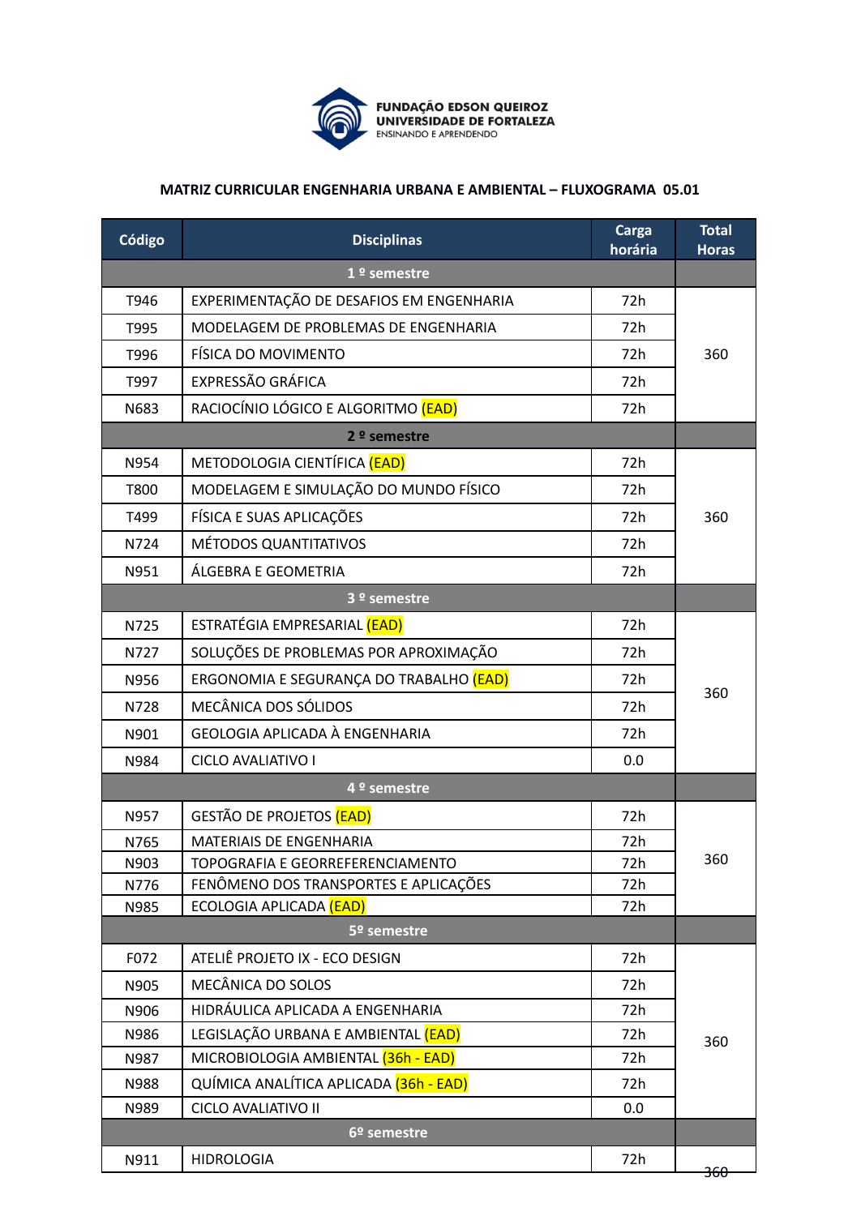FUNDAÇÃO EDSON QUEIROZ
UNIVERSIDADE DE FORTALEZA
ENSINANDO E APRENDENDO

**MATRIZ CURRICULAR ENGENHARIA URBANA E AMBIENTAL – FLUXOGRAMA 05.01**

| Código | Disciplinas | Carga horária | Total Horas |
|---|---|---|---|
| | **1 º semestre** | | |
| T946 | EXPERIMENTAÇÃO DE DESAFIOS EM ENGENHARIA | 72h | 360 |
| T995 | MODELAGEM DE PROBLEMAS DE ENGENHARIA | 72h | |
| T996 | FÍSICA DO MOVIMENTO | 72h | |
| T997 | EXPRESSÃO GRÁFICA | 72h | |
| N683 | RACIOCÍNIO LÓGICO E ALGORITMO (EAD) | 72h | |
| | **2 º semestre** | | |
| N954 | METODOLOGIA CIENTÍFICA (EAD) | 72h | 360 |
| T800 | MODELAGEM E SIMULAÇÃO DO MUNDO FÍSICO | 72h | |
| T499 | FÍSICA E SUAS APLICAÇÕES | 72h | |
| N724 | MÉTODOS QUANTITATIVOS | 72h | |
| N951 | ÁLGEBRA E GEOMETRIA | 72h | |
| | **3 º semestre** | | |
| N725 | ESTRATÉGIA EMPRESARIAL (EAD) | 72h | 360 |
| N727 | SOLUÇÕES DE PROBLEMAS POR APROXIMAÇÃO | 72h | |
| N956 | ERGONOMIA E SEGURANÇA DO TRABALHO (EAD) | 72h | |
| N728 | MECÂNICA DOS SÓLIDOS | 72h | |
| N901 | GEOLOGIA APLICADA À ENGENHARIA | 72h | |
| N984 | CICLO AVALIATIVO I | 0.0 | |
| | **4 º semestre** | | |
| N957 | GESTÃO DE PROJETOS (EAD) | 72h | 360 |
| N765 | MATERIAIS DE ENGENHARIA | 72h | |
| N903 | TOPOGRAFIA E GEORREFERENCIAMENTO | 72h | |
| N776 | FENÔMENO DOS TRANSPORTES E APLICAÇÕES | 72h | |
| N985 | ECOLOGIA APLICADA (EAD) | 72h | |
| | **5º semestre** | | |
| F072 | ATELIÊ PROJETO IX - ECO DESIGN | 72h | 360 |
| N905 | MECÂNICA DO SOLOS | 72h | |
| N906 | HIDRÁULICA APLICADA A ENGENHARIA | 72h | |
| N986 | LEGISLAÇÃO URBANA E AMBIENTAL (EAD) | 72h | |
| N987 | MICROBIOLOGIA AMBIENTAL (36h - EAD) | 72h | |
| N988 | QUÍMICA ANALÍTICA APLICADA (36h - EAD) | 72h | |
| N989 | CICLO AVALIATIVO II | 0.0 | |
| | **6º semestre** | | |
| N911 | HIDROLOGIA | 72h | 360 |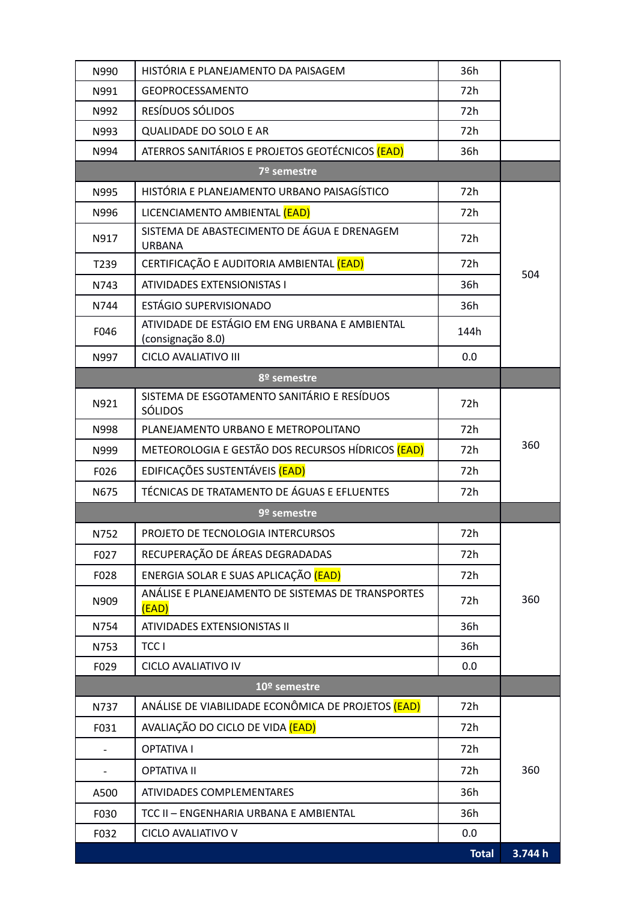| | | | |
|---|---|---|---|
| N990 | HISTÓRIA E PLANEJAMENTO DA PAISAGEM | 36h | |
| N991 | GEOPROCESSAMENTO | 72h | |
| N992 | RESÍDUOS SÓLIDOS | 72h | |
| N993 | QUALIDADE DO SOLO E AR | 72h | |
| N994 | ATERROS SANITÁRIOS E PROJETOS GEOTÉCNICOS (EAD) | 36h | |
| **7º semestre** | | | |
| N995 | HISTÓRIA E PLANEJAMENTO URBANO PAISAGÍSTICO | 72h | 504 |
| N996 | LICENCIAMENTO AMBIENTAL (EAD) | 72h | |
| N917 | SISTEMA DE ABASTECIMENTO DE ÁGUA E DRENAGEM URBANA | 72h | |
| T239 | CERTIFICAÇÃO E AUDITORIA AMBIENTAL (EAD) | 72h | |
| N743 | ATIVIDADES EXTENSIONISTAS I | 36h | |
| N744 | ESTÁGIO SUPERVISIONADO | 36h | |
| F046 | ATIVIDADE DE ESTÁGIO EM ENG URBANA E AMBIENTAL (consignação 8.0) | 144h | |
| N997 | CICLO AVALIATIVO III | 0.0 | |
| **8º semestre** | | | |
| N921 | SISTEMA DE ESGOTAMENTO SANITÁRIO E RESÍDUOS SÓLIDOS | 72h | 360 |
| N998 | PLANEJAMENTO URBANO E METROPOLITANO | 72h | |
| N999 | METEOROLOGIA E GESTÃO DOS RECURSOS HÍDRICOS (EAD) | 72h | |
| F026 | EDIFICAÇÕES SUSTENTÁVEIS (EAD) | 72h | |
| N675 | TÉCNICAS DE TRATAMENTO DE ÁGUAS E EFLUENTES | 72h | |
| **9º semestre** | | | |
| N752 | PROJETO DE TECNOLOGIA INTERCURSOS | 72h | 360 |
| F027 | RECUPERAÇÃO DE ÁREAS DEGRADADAS | 72h | |
| F028 | ENERGIA SOLAR E SUAS APLICAÇÃO (EAD) | 72h | |
| N909 | ANÁLISE E PLANEJAMENTO DE SISTEMAS DE TRANSPORTES (EAD) | 72h | |
| N754 | ATIVIDADES EXTENSIONISTAS II | 36h | |
| N753 | TCC I | 36h | |
| F029 | CICLO AVALIATIVO IV | 0.0 | |
| **10º semestre** | | | |
| N737 | ANÁLISE DE VIABILIDADE ECONÔMICA DE PROJETOS (EAD) | 72h | 360 |
| F031 | AVALIAÇÃO DO CICLO DE VIDA (EAD) | 72h | |
| - | OPTATIVA I | 72h | |
| - | OPTATIVA II | 72h | |
| A500 | ATIVIDADES COMPLEMENTARES | 36h | |
| F030 | TCC II – ENGENHARIA URBANA E AMBIENTAL | 36h | |
| F032 | CICLO AVALIATIVO V | 0.0 | |
| | | **Total** | **3.744 h** |